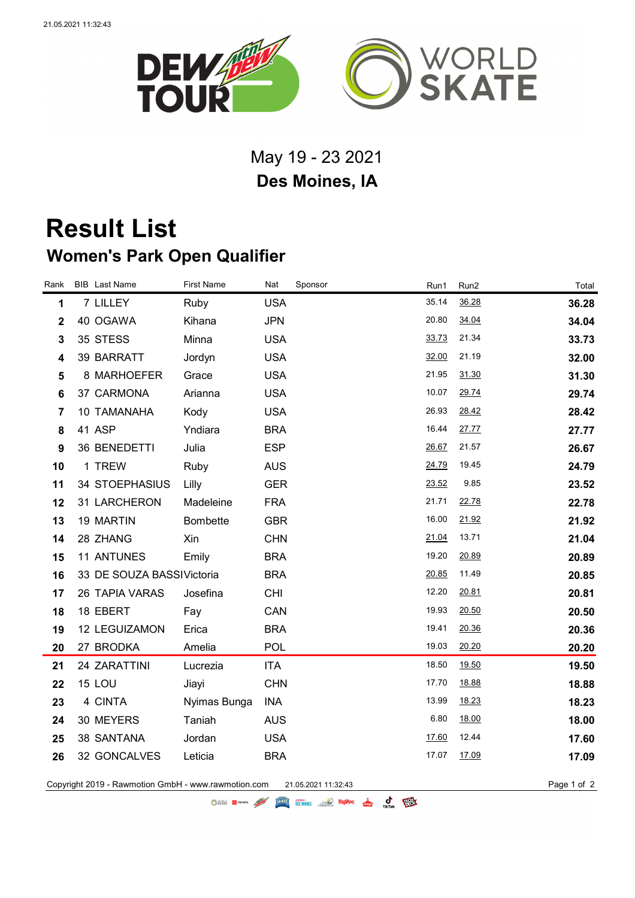May 19 - 23 2021

**Des Moines, IA**

# Result List

## Women's Park Open Qualifier

| Rank | BIB | Last Name | First Name | Nat | Sponsor | Run1 | Run2 | Total |
|---|---|---|---|---|---|---|---|---|
| **1** | 7 | LILLEY | Ruby | USA | | 35.14 | 36.28 | **36.28** |
| **2** | 40 | OGAWA | Kihana | JPN | | 20.80 | 34.04 | **34.04** |
| **3** | 35 | STESS | Minna | USA | | 33.73 | 21.34 | **33.73** |
| **4** | 39 | BARRATT | Jordyn | USA | | 32.00 | 21.19 | **32.00** |
| **5** | 8 | MARHOEFER | Grace | USA | | 21.95 | 31.30 | **31.30** |
| **6** | 37 | CARMONA | Arianna | USA | | 10.07 | 29.74 | **29.74** |
| **7** | 10 | TAMANAHA | Kody | USA | | 26.93 | 28.42 | **28.42** |
| **8** | 41 | ASP | Yndiara | BRA | | 16.44 | 27.77 | **27.77** |
| **9** | 36 | BENEDETTI | Julia | ESP | | 26.67 | 21.57 | **26.67** |
| **10** | 1 | TREW | Ruby | AUS | | 24.79 | 19.45 | **24.79** |
| **11** | 34 | STOEPHASIUS | Lilly | GER | | 23.52 | 9.85 | **23.52** |
| **12** | 31 | LARCHERON | Madeleine | FRA | | 21.71 | 22.78 | **22.78** |
| **13** | 19 | MARTIN | Bombette | GBR | | 16.00 | 21.92 | **21.92** |
| **14** | 28 | ZHANG | Xin | CHN | | 21.04 | 13.71 | **21.04** |
| **15** | 11 | ANTUNES | Emily | BRA | | 19.20 | 20.89 | **20.89** |
| **16** | 33 | DE SOUZA BASSI | Victoria | BRA | | 20.85 | 11.49 | **20.85** |
| **17** | 26 | TAPIA VARAS | Josefina | CHI | | 12.20 | 20.81 | **20.81** |
| **18** | 18 | EBERT | Fay | CAN | | 19.93 | 20.50 | **20.50** |
| **19** | 12 | LEGUIZAMON | Erica | BRA | | 19.41 | 20.36 | **20.36** |
| **20** | 27 | BRODKA | Amelia | POL | | 19.03 | 20.20 | **20.20** |
| **21** | 24 | ZARATTINI | Lucrezia | ITA | | 18.50 | 19.50 | **19.50** |
| **22** | 15 | LOU | Jiayi | CHN | | 17.70 | 18.88 | **18.88** |
| **23** | 4 | CINTA | Nyimas Bunga | INA | | 13.99 | 18.23 | **18.23** |
| **24** | 30 | MEYERS | Taniah | AUS | | 6.80 | 18.00 | **18.00** |
| **25** | 38 | SANTANA | Jordan | USA | | 17.60 | 12.44 | **17.60** |
| **26** | 32 | GONCALVES | Leticia | BRA | | 17.07 | 17.09 | **17.09** |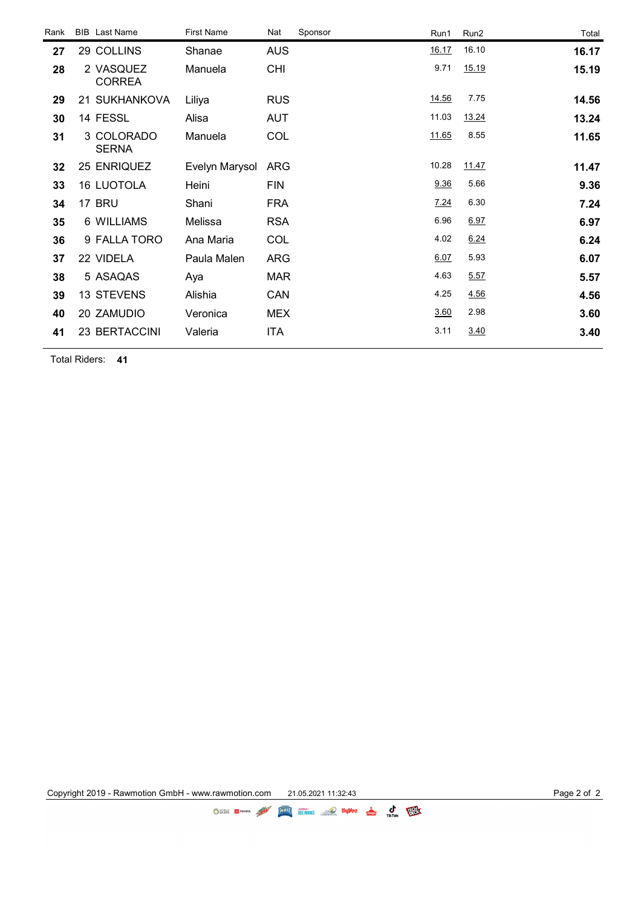| Rank | BIB | Last Name | First Name | Nat | Sponsor | Run1 | Run2 | Total |
|---|---|---|---|---|---|---|---|---|
| **27** | 29 | COLLINS | Shanae | AUS | | 16.17 | 16.10 | **16.17** |
| **28** | 2 | VASQUEZ CORREA | Manuela | CHI | | 9.71 | 15.19 | **15.19** |
| **29** | 21 | SUKHANKOVA | Liliya | RUS | | 14.56 | 7.75 | **14.56** |
| **30** | 14 | FESSL | Alisa | AUT | | 11.03 | 13.24 | **13.24** |
| **31** | 3 | COLORADO SERNA | Manuela | COL | | 11.65 | 8.55 | **11.65** |
| **32** | 25 | ENRIQUEZ | Evelyn Marysol | ARG | | 10.28 | 11.47 | **11.47** |
| **33** | 16 | LUOTOLA | Heini | FIN | | 9.36 | 5.66 | **9.36** |
| **34** | 17 | BRU | Shani | FRA | | 7.24 | 6.30 | **7.24** |
| **35** | 6 | WILLIAMS | Melissa | RSA | | 6.96 | 6.97 | **6.97** |
| **36** | 9 | FALLA TORO | Ana Maria | COL | | 4.02 | 6.24 | **6.24** |
| **37** | 22 | VIDELA | Paula Malen | ARG | | 6.07 | 5.93 | **6.07** |
| **38** | 5 | ASAQAS | Aya | MAR | | 4.63 | 5.57 | **5.57** |
| **39** | 13 | STEVENS | Alishia | CAN | | 4.25 | 4.56 | **4.56** |
| **40** | 20 | ZAMUDIO | Veronica | MEX | | 3.60 | 2.98 | **3.60** |
| **41** | 23 | BERTACCINI | Valeria | ITA | | 3.11 | 3.40 | **3.40** |

Total Riders: **41**

Copyright 2019 - Rawmotion GmbH - www.rawmotion.com 21.05.2021 11:32:43